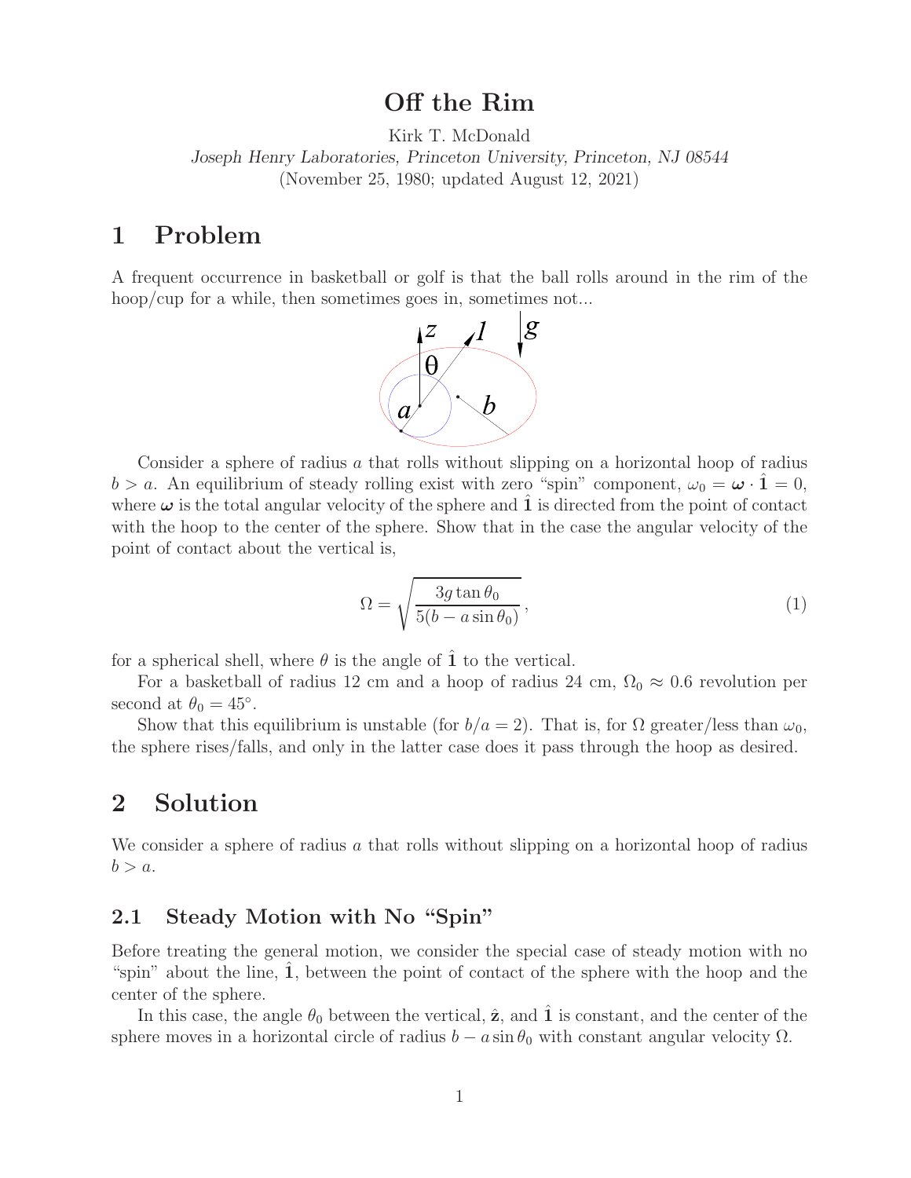# Off the Rim

Kirk T. McDonald

*Joseph Henry Laboratories, Princeton University, Princeton, NJ 08544*

(November 25, 1980; updated August 12, 2021)

## 1 Problem

A frequent occurrence in basketball or golf is that the ball rolls around in the rim of the hoop/cup for a while, then sometimes goes in, sometimes not...

Consider a sphere of radius $a$ that rolls without slipping on a horizontal hoop of radius $b > a$. An equilibrium of steady rolling exist with zero "spin" component, $\omega_0 = \boldsymbol{\omega} \cdot \hat{\mathbf{1}} = 0$, where $\boldsymbol{\omega}$ is the total angular velocity of the sphere and $\hat{\mathbf{1}}$ is directed from the point of contact with the hoop to the center of the sphere. Show that in the case the angular velocity of the point of contact about the vertical is,

$$\Omega = \sqrt{\frac{3g \tan\theta_0}{5(b - a\sin\theta_0)}}\,, \tag{1}$$

for a spherical shell, where $\theta$ is the angle of $\hat{\mathbf{1}}$ to the vertical.

For a basketball of radius 12 cm and a hoop of radius 24 cm, $\Omega_0 \approx 0.6$ revolution per second at $\theta_0 = 45^\circ$.

Show that this equilibrium is unstable (for $b/a = 2$). That is, for $\Omega$ greater/less than $\omega_0$, the sphere rises/falls, and only in the latter case does it pass through the hoop as desired.

## 2 Solution

We consider a sphere of radius $a$ that rolls without slipping on a horizontal hoop of radius $b > a$.

### 2.1 Steady Motion with No "Spin"

Before treating the general motion, we consider the special case of steady motion with no "spin" about the line, $\hat{\mathbf{1}}$, between the point of contact of the sphere with the hoop and the center of the sphere.

In this case, the angle $\theta_0$ between the vertical, $\hat{\mathbf{z}}$, and $\hat{\mathbf{1}}$ is constant, and the center of the sphere moves in a horizontal circle of radius $b - a\sin\theta_0$ with constant angular velocity $\Omega$.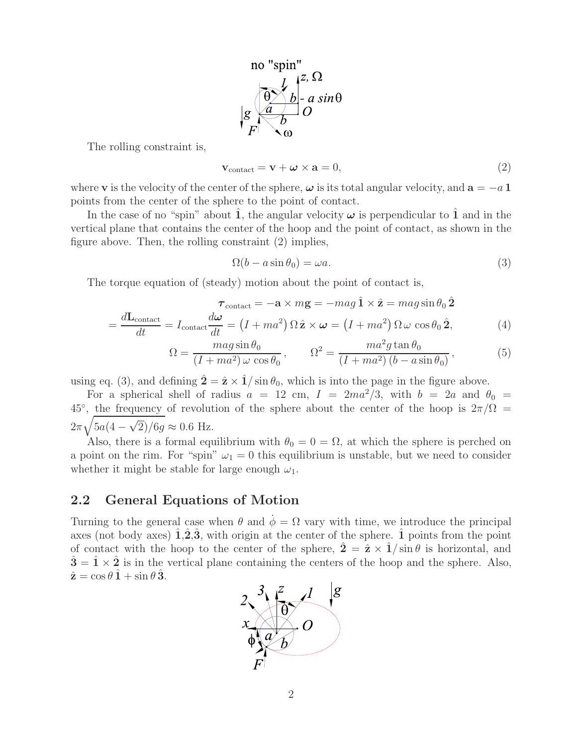The rolling constraint is,

$$\mathbf{v}_{\text{contact}} = \mathbf{v} + \boldsymbol{\omega} \times \mathbf{a} = 0, \tag{2}$$

where $\mathbf{v}$ is the velocity of the center of the sphere, $\boldsymbol{\omega}$ is its total angular velocity, and $\mathbf{a} = -a\,\mathbf{1}$ points from the center of the sphere to the point of contact.

In the case of no "spin" about $\hat{\mathbf{1}}$, the angular velocity $\boldsymbol{\omega}$ is perpendicular to $\hat{\mathbf{1}}$ and in the vertical plane that contains the center of the hoop and the point of contact, as shown in the figure above. Then, the rolling constraint (2) implies,

$$\Omega(b - a\sin\theta_0) = \omega a. \tag{3}$$

The torque equation of (steady) motion about the point of contact is,

$$\boldsymbol{\tau}_{\text{contact}} = -\mathbf{a} \times m\mathbf{g} = -mag\,\hat{\mathbf{1}} \times \hat{\mathbf{z}} = mag\sin\theta_0\,\hat{\mathbf{2}}$$

$$= \frac{d\mathbf{L}_{\text{contact}}}{dt} = I_{\text{contact}}\frac{d\boldsymbol{\omega}}{dt} = \left(I + ma^2\right)\Omega\,\hat{\mathbf{z}} \times \boldsymbol{\omega} = \left(I + ma^2\right)\Omega\,\omega\,\cos\theta_0\,\hat{\mathbf{2}}, \tag{4}$$

$$\Omega = \frac{mag\sin\theta_0}{(I + ma^2)\,\omega\,\cos\theta_0}\,, \qquad \Omega^2 = \frac{ma^2 g\tan\theta_0}{(I + ma^2)\,(b - a\sin\theta_0)}\,, \tag{5}$$

using eq. (3), and defining $\hat{\mathbf{2}} = \hat{\mathbf{z}} \times \hat{\mathbf{1}}/\sin\theta_0$, which is into the page in the figure above.

For a spherical shell of radius $a = 12$ cm, $I = 2ma^2/3$, with $b = 2a$ and $\theta_0 = 45°$, the frequency of revolution of the sphere about the center of the hoop is $2\pi/\Omega = 2\pi\sqrt{5a(4 - \sqrt{2})/6g} \approx 0.6$ Hz.

Also, there is a formal equilibrium with $\theta_0 = 0 = \Omega$, at which the sphere is perched on a point on the rim. For "spin" $\omega_1 = 0$ this equilibrium is unstable, but we need to consider whether it might be stable for large enough $\omega_1$.

## 2.2 General Equations of Motion

Turning to the general case when $\theta$ and $\dot{\phi} = \Omega$ vary with time, we introduce the principal axes (not body axes) $\hat{\mathbf{1}}$,$\hat{\mathbf{2}}$,$\hat{\mathbf{3}}$, with origin at the center of the sphere. $\hat{\mathbf{1}}$ points from the point of contact with the hoop to the center of the sphere, $\hat{\mathbf{2}} = \hat{\mathbf{z}} \times \hat{\mathbf{1}}/\sin\theta$ is horizontal, and $\hat{\mathbf{3}} = \hat{\mathbf{1}} \times \hat{\mathbf{2}}$ is in the vertical plane containing the centers of the hoop and the sphere. Also, $\hat{\mathbf{z}} = \cos\theta\,\hat{\mathbf{1}} + \sin\theta\,\hat{\mathbf{3}}$.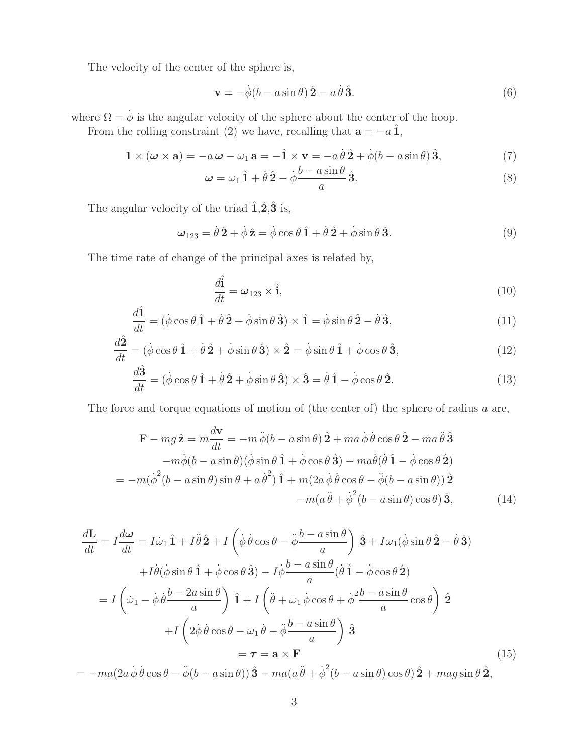The velocity of the center of the sphere is,

$$
\mathbf{v} = -\dot{\phi}(b - a\sin\theta)\,\hat{\mathbf{2}} - a\,\dot{\theta}\,\hat{\mathbf{3}}. \tag{6}
$$

where $\Omega = \dot{\phi}$ is the angular velocity of the sphere about the center of the hoop.

From the rolling constraint (2) we have, recalling that $\mathbf{a} = -a\,\hat{\mathbf{1}}$,

$$
\mathbf{1} \times (\boldsymbol{\omega} \times \mathbf{a}) = -a\,\boldsymbol{\omega} - \omega_1\,\mathbf{a} = -\hat{\mathbf{1}} \times \mathbf{v} = -a\,\dot{\theta}\,\hat{\mathbf{2}} + \dot{\phi}(b - a\sin\theta)\,\hat{\mathbf{3}}, \tag{7}
$$

$$
\boldsymbol{\omega} = \omega_1\,\hat{\mathbf{1}} + \dot{\theta}\,\hat{\mathbf{2}} - \dot{\phi}\frac{b - a\sin\theta}{a}\,\hat{\mathbf{3}}. \tag{8}
$$

The angular velocity of the triad $\hat{\mathbf{1}}$,$\hat{\mathbf{2}}$,$\hat{\mathbf{3}}$ is,

$$
\boldsymbol{\omega}_{123} = \dot{\theta}\,\hat{\mathbf{2}} + \dot{\phi}\,\hat{\mathbf{z}} = \dot{\phi}\cos\theta\,\hat{\mathbf{1}} + \dot{\theta}\,\hat{\mathbf{2}} + \dot{\phi}\sin\theta\,\hat{\mathbf{3}}. \tag{9}
$$

The time rate of change of the principal axes is related by,

$$
\frac{d\hat{\mathbf{i}}}{dt} = \boldsymbol{\omega}_{123} \times \hat{\mathbf{i}}, \tag{10}
$$

$$
\frac{d\hat{\mathbf{1}}}{dt} = (\dot{\phi}\cos\theta\,\hat{\mathbf{1}} + \dot{\theta}\,\hat{\mathbf{2}} + \dot{\phi}\sin\theta\,\hat{\mathbf{3}}) \times \hat{\mathbf{1}} = \dot{\phi}\sin\theta\,\hat{\mathbf{2}} - \dot{\theta}\,\hat{\mathbf{3}}, \tag{11}
$$

$$
\frac{d\hat{\mathbf{2}}}{dt} = (\dot{\phi}\cos\theta\,\hat{\mathbf{1}} + \dot{\theta}\,\hat{\mathbf{2}} + \dot{\phi}\sin\theta\,\hat{\mathbf{3}}) \times \hat{\mathbf{2}} = \dot{\phi}\sin\theta\,\hat{\mathbf{1}} + \dot{\phi}\cos\theta\,\hat{\mathbf{3}}, \tag{12}
$$

$$
\frac{d\hat{\mathbf{3}}}{dt} = (\dot{\phi}\cos\theta\,\hat{\mathbf{1}} + \dot{\theta}\,\hat{\mathbf{2}} + \dot{\phi}\sin\theta\,\hat{\mathbf{3}}) \times \hat{\mathbf{3}} = \dot{\theta}\,\hat{\mathbf{1}} - \dot{\phi}\cos\theta\,\hat{\mathbf{2}}. \tag{13}
$$

The force and torque equations of motion of (the center of) the sphere of radius $a$ are,

$$
\begin{aligned}
\mathbf{F} - mg\,\hat{\mathbf{z}} = m\frac{d\mathbf{v}}{dt} &= -m\,\ddot{\phi}(b - a\sin\theta)\,\hat{\mathbf{2}} + ma\,\dot{\phi}\,\dot{\theta}\cos\theta\,\hat{\mathbf{2}} - ma\,\ddot{\theta}\,\hat{\mathbf{3}} \\
&\quad - m\dot{\phi}(b - a\sin\theta)(\dot{\phi}\sin\theta\,\hat{\mathbf{1}} + \dot{\phi}\cos\theta\,\hat{\mathbf{3}}) - ma\dot{\theta}(\dot{\theta}\,\hat{\mathbf{1}} - \dot{\phi}\cos\theta\,\hat{\mathbf{2}}) \\
&= -m(\dot{\phi}^2(b - a\sin\theta)\sin\theta + a\,\dot{\theta}^2)\,\hat{\mathbf{1}} + m(2a\,\dot{\phi}\,\dot{\theta}\cos\theta - \ddot{\phi}(b - a\sin\theta))\,\hat{\mathbf{2}} \\
&\quad - m(a\,\ddot{\theta} + \dot{\phi}^2(b - a\sin\theta)\cos\theta)\,\hat{\mathbf{3}},
\end{aligned} \tag{14}
$$

$$
\begin{aligned}
\frac{d\mathbf{L}}{dt} = I\frac{d\boldsymbol{\omega}}{dt} &= I\dot{\omega}_1\,\hat{\mathbf{1}} + I\ddot{\theta}\,\hat{\mathbf{2}} + I\left(\dot{\phi}\,\dot{\theta}\cos\theta - \ddot{\phi}\frac{b - a\sin\theta}{a}\right)\,\hat{\mathbf{3}} + I\omega_1(\dot{\phi}\sin\theta\,\hat{\mathbf{2}} - \dot{\theta}\,\hat{\mathbf{3}}) \\
&\quad + I\dot{\theta}(\dot{\phi}\sin\theta\,\hat{\mathbf{1}} + \dot{\phi}\cos\theta\,\hat{\mathbf{3}}) - I\dot{\phi}\frac{b - a\sin\theta}{a}(\dot{\theta}\,\hat{\mathbf{1}} - \dot{\phi}\cos\theta\,\hat{\mathbf{2}}) \\
&= I\left(\dot{\omega}_1 - \dot{\phi}\,\dot{\theta}\frac{b - 2a\sin\theta}{a}\right)\,\hat{\mathbf{1}} + I\left(\ddot{\theta} + \omega_1\,\dot{\phi}\cos\theta + \dot{\phi}^2\frac{b - a\sin\theta}{a}\cos\theta\right)\,\hat{\mathbf{2}} \\
&\quad + I\left(2\dot{\phi}\,\dot{\theta}\cos\theta - \omega_1\,\dot{\theta} - \ddot{\phi}\frac{b - a\sin\theta}{a}\right)\,\hat{\mathbf{3}} \\
&= \boldsymbol{\tau} = \mathbf{a} \times \mathbf{F} \\
&= -ma(2a\,\dot{\phi}\,\dot{\theta}\cos\theta - \ddot{\phi}(b - a\sin\theta))\,\hat{\mathbf{3}} - ma(a\,\ddot{\theta} + \dot{\phi}^2(b - a\sin\theta)\cos\theta)\,\hat{\mathbf{2}} + mag\sin\theta\,\hat{\mathbf{2}},
\end{aligned} \tag{15}
$$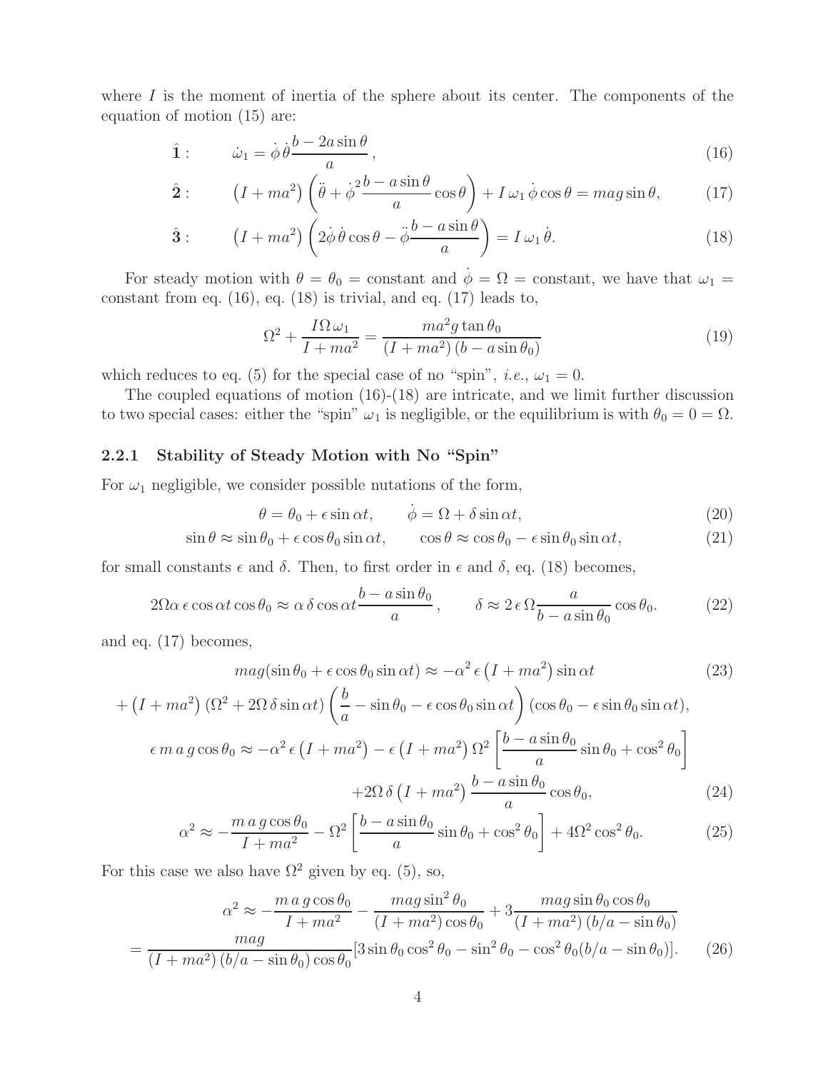where $I$ is the moment of inertia of the sphere about its center. The components of the equation of motion (15) are:

$$\hat{\mathbf{1}}: \qquad \dot{\omega}_1 = \dot{\phi}\,\dot{\theta}\frac{b - 2a\sin\theta}{a}\,, \tag{16}$$

$$\hat{\mathbf{2}}: \qquad \left(I + ma^2\right)\left(\ddot{\theta} + \dot{\phi}^2\frac{b - a\sin\theta}{a}\cos\theta\right) + I\,\omega_1\,\dot{\phi}\cos\theta = mag\sin\theta, \tag{17}$$

$$\hat{\mathbf{3}}: \qquad \left(I + ma^2\right)\left(2\dot{\phi}\,\dot{\theta}\cos\theta - \ddot{\phi}\frac{b - a\sin\theta}{a}\right) = I\,\omega_1\,\dot{\theta}. \tag{18}$$

For steady motion with $\theta = \theta_0 =$ constant and $\dot{\phi} = \Omega =$ constant, we have that $\omega_1 =$ constant from eq. (16), eq. (18) is trivial, and eq. (17) leads to,

$$\Omega^2 + \frac{I\Omega\,\omega_1}{I + ma^2} = \frac{ma^2 g\tan\theta_0}{(I + ma^2)\,(b - a\sin\theta_0)} \tag{19}$$

which reduces to eq. (5) for the special case of no "spin", *i.e.*, $\omega_1 = 0$.

The coupled equations of motion (16)-(18) are intricate, and we limit further discussion to two special cases: either the "spin" $\omega_1$ is negligible, or the equilibrium is with $\theta_0 = 0 = \Omega$.

### 2.2.1 Stability of Steady Motion with No "Spin"

For $\omega_1$ negligible, we consider possible nutations of the form,

$$\theta = \theta_0 + \epsilon\sin\alpha t, \qquad \dot{\phi} = \Omega + \delta\sin\alpha t, \tag{20}$$

$$\sin\theta \approx \sin\theta_0 + \epsilon\cos\theta_0\sin\alpha t, \qquad \cos\theta \approx \cos\theta_0 - \epsilon\sin\theta_0\sin\alpha t, \tag{21}$$

for small constants $\epsilon$ and $\delta$. Then, to first order in $\epsilon$ and $\delta$, eq. (18) becomes,

$$2\Omega\alpha\,\epsilon\cos\alpha t\cos\theta_0 \approx \alpha\,\delta\cos\alpha t\frac{b - a\sin\theta_0}{a}\,, \qquad \delta \approx 2\,\epsilon\,\Omega\frac{a}{b - a\sin\theta_0}\cos\theta_0. \tag{22}$$

and eq. (17) becomes,

$$mag(\sin\theta_0 + \epsilon\cos\theta_0\sin\alpha t) \approx -\alpha^2\,\epsilon\left(I + ma^2\right)\sin\alpha t \tag{23}$$

$$+\left(I + ma^2\right)\left(\Omega^2 + 2\Omega\,\delta\sin\alpha t\right)\left(\frac{b}{a} - \sin\theta_0 - \epsilon\cos\theta_0\sin\alpha t\right)(\cos\theta_0 - \epsilon\sin\theta_0\sin\alpha t),$$

$$\epsilon\,m\,a\,g\cos\theta_0 \approx -\alpha^2\,\epsilon\left(I + ma^2\right) - \epsilon\left(I + ma^2\right)\Omega^2\left[\frac{b - a\sin\theta_0}{a}\sin\theta_0 + \cos^2\theta_0\right]$$

$$+2\Omega\,\delta\left(I + ma^2\right)\frac{b - a\sin\theta_0}{a}\cos\theta_0, \tag{24}$$

$$\alpha^2 \approx -\frac{m\,a\,g\cos\theta_0}{I + ma^2} - \Omega^2\left[\frac{b - a\sin\theta_0}{a}\sin\theta_0 + \cos^2\theta_0\right] + 4\Omega^2\cos^2\theta_0. \tag{25}$$

For this case we also have $\Omega^2$ given by eq. (5), so,

$$\alpha^2 \approx -\frac{m\,a\,g\cos\theta_0}{I + ma^2} - \frac{mag\sin^2\theta_0}{(I + ma^2)\cos\theta_0} + 3\frac{mag\sin\theta_0\cos\theta_0}{(I + ma^2)\,(b/a - \sin\theta_0)}$$

$$= \frac{mag}{(I + ma^2)\,(b/a - \sin\theta_0)\cos\theta_0}[3\sin\theta_0\cos^2\theta_0 - \sin^2\theta_0 - \cos^2\theta_0(b/a - \sin\theta_0)]. \tag{26}$$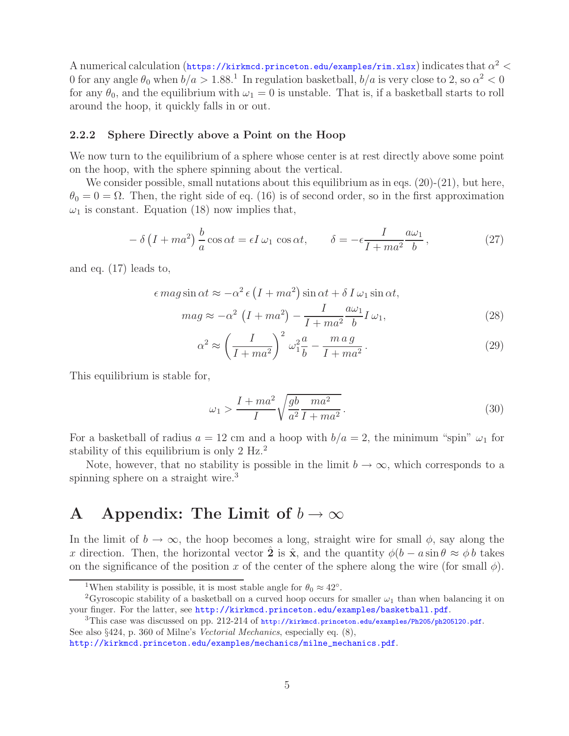A numerical calculation (https://kirkmcd.princeton.edu/examples/rim.xlsx) indicates that $\alpha^2 < 0$ for any angle $\theta_0$ when $b/a > 1.88$.[1] In regulation basketball, $b/a$ is very close to 2, so $\alpha^2 < 0$ for any $\theta_0$, and the equilibrium with $\omega_1 = 0$ is unstable. That is, if a basketball starts to roll around the hoop, it quickly falls in or out.

### 2.2.2 Sphere Directly above a Point on the Hoop

We now turn to the equilibrium of a sphere whose center is at rest directly above some point on the hoop, with the sphere spinning about the vertical.

We consider possible, small nutations about this equilibrium as in eqs. (20)-(21), but here, $\theta_0 = 0 = \Omega$. Then, the right side of eq. (16) is of second order, so in the first approximation $\omega_1$ is constant. Equation (18) now implies that,

$$-\,\delta\left(I + ma^2\right)\frac{b}{a}\cos\alpha t = \epsilon I\,\omega_1\,\cos\alpha t, \qquad \delta = -\epsilon\frac{I}{I+ma^2}\frac{a\omega_1}{b}\,, \tag{27}$$

and eq. (17) leads to,

$$\epsilon\, mag \sin\alpha t \approx -\alpha^2\,\epsilon\left(I + ma^2\right)\sin\alpha t + \delta\, I\,\omega_1 \sin\alpha t,$$

$$mag \approx -\alpha^2\,\left(I + ma^2\right) - \frac{I}{I+ma^2}\frac{a\omega_1}{b} I\,\omega_1, \tag{28}$$

$$\alpha^2 \approx \left(\frac{I}{I+ma^2}\right)^2\omega_1^2\frac{a}{b} - \frac{m\,a\,g}{I+ma^2}\,. \tag{29}$$

This equilibrium is stable for,

$$\omega_1 > \frac{I+ma^2}{I}\sqrt{\frac{gb}{a^2}\frac{ma^2}{I+ma^2}}\,. \tag{30}$$

For a basketball of radius $a = 12$ cm and a hoop with $b/a = 2$, the minimum "spin" $\omega_1$ for stability of this equilibrium is only 2 Hz.[2]

Note, however, that no stability is possible in the limit $b \to \infty$, which corresponds to a spinning sphere on a straight wire.[3]

# A Appendix: The Limit of $b \to \infty$

In the limit of $b \to \infty$, the hoop becomes a long, straight wire for small $\phi$, say along the $x$ direction. Then, the horizontal vector $\hat{\mathbf{2}}$ is $\hat{\mathbf{x}}$, and the quantity $\phi(b - a\sin\theta \approx \phi\, b$ takes on the significance of the position $x$ of the center of the sphere along the wire (for small $\phi$).

---

[1] When stability is possible, it is most stable angle for $\theta_0 \approx 42°$.

[2] Gyroscopic stability of a basketball on a curved hoop occurs for smaller $\omega_1$ than when balancing it on your finger. For the latter, see http://kirkmcd.princeton.edu/examples/basketball.pdf.

[3] This case was discussed on pp. 212-214 of http://kirkmcd.princeton.edu/examples/Ph205/ph205l20.pdf. See also §424, p. 360 of Milne's *Vectorial Mechanics*, especially eq. (8), http://kirkmcd.princeton.edu/examples/mechanics/milne_mechanics.pdf.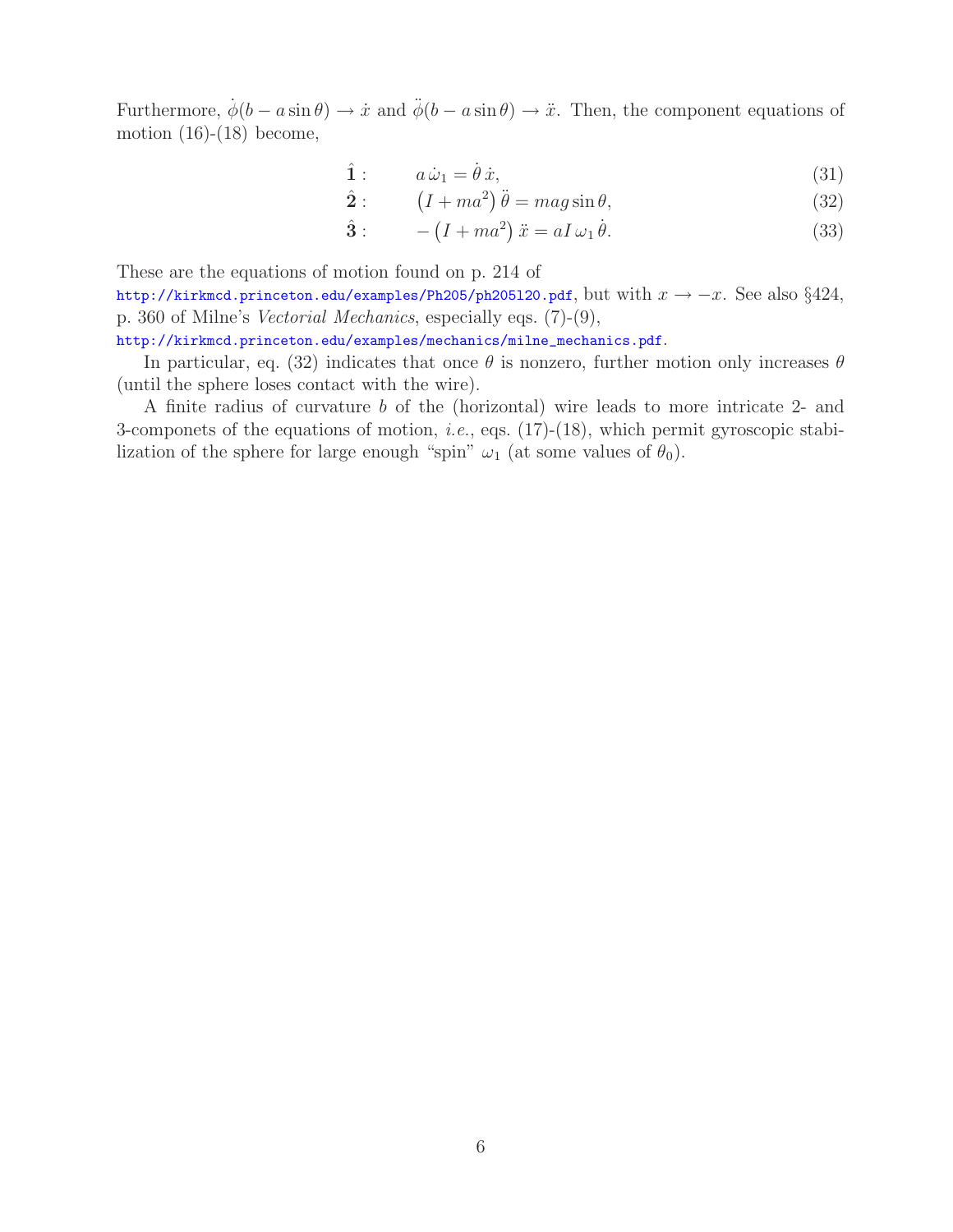Furthermore, $\dot{\phi}(b - a\sin\theta) \to \dot{x}$ and $\ddot{\phi}(b - a\sin\theta) \to \ddot{x}$. Then, the component equations of motion (16)-(18) become,

$$\hat{\mathbf{1}}: \qquad a\,\dot{\omega}_1 = \dot{\theta}\,\dot{x}, \tag{31}$$

$$\hat{\mathbf{2}}: \qquad \left(I + ma^2\right)\ddot{\theta} = mag\sin\theta, \tag{32}$$

$$\hat{\mathbf{3}}: \qquad -\left(I + ma^2\right)\ddot{x} = aI\,\omega_1\,\dot{\theta}. \tag{33}$$

These are the equations of motion found on p. 214 of
http://kirkmcd.princeton.edu/examples/Ph205/ph205l20.pdf, but with $x \to -x$. See also §424, p. 360 of Milne's *Vectorial Mechanics*, especially eqs. (7)-(9),
http://kirkmcd.princeton.edu/examples/mechanics/milne_mechanics.pdf.

In particular, eq. (32) indicates that once $\theta$ is nonzero, further motion only increases $\theta$ (until the sphere loses contact with the wire).

A finite radius of curvature $b$ of the (horizontal) wire leads to more intricate 2- and 3-componets of the equations of motion, *i.e.*, eqs. (17)-(18), which permit gyroscopic stabilization of the sphere for large enough "spin" $\omega_1$ (at some values of $\theta_0$).